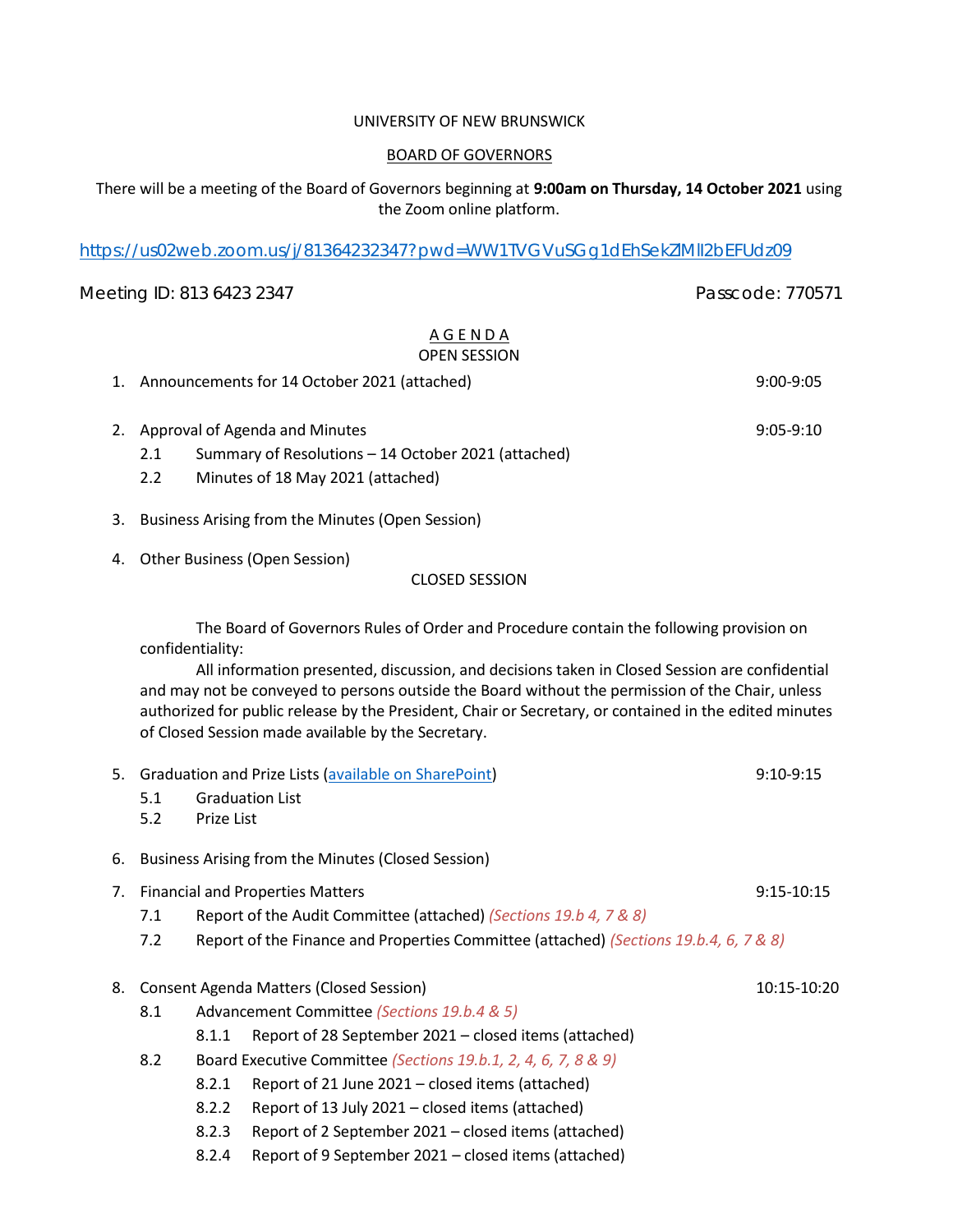UNIVERSITY OF NEW BRUNSWICK

BOARD OF GOVERNORS

There will be a meeting of the Board of Governors beginning at **9:00am on Thursday, 14 October 2021** using the Zoom online platform.

https://us02web.zoom.us/j/81364232347?pwd=WW1TVGVuSGg1dEhSekZIMlI2bEFUdz09

Meeting ID: 813 6423 2347 Passcode: 770571

A G E N D A

OPEN SESSION

1. Announcements for 14 October 2021 (attached) 9:00-9:05

2. Approval of Agenda and Minutes 9:05-9:10
   - 2.1 Summary of Resolutions – 14 October 2021 (attached)
   - 2.2 Minutes of 18 May 2021 (attached)

3. Business Arising from the Minutes (Open Session)

4. Other Business (Open Session)

CLOSED SESSION

The Board of Governors Rules of Order and Procedure contain the following provision on confidentiality:

All information presented, discussion, and decisions taken in Closed Session are confidential and may not be conveyed to persons outside the Board without the permission of the Chair, unless authorized for public release by the President, Chair or Secretary, or contained in the edited minutes of Closed Session made available by the Secretary.

5. Graduation and Prize Lists (available on SharePoint) 9:10-9:15
   - 5.1 Graduation List
   - 5.2 Prize List

6. Business Arising from the Minutes (Closed Session)

7. Financial and Properties Matters 9:15-10:15
   - 7.1 Report of the Audit Committee (attached) *(Sections 19.b 4, 7 & 8)*
   - 7.2 Report of the Finance and Properties Committee (attached) *(Sections 19.b.4, 6, 7 & 8)*

8. Consent Agenda Matters (Closed Session) 10:15-10:20
   - 8.1 Advancement Committee *(Sections 19.b.4 & 5)*
     - 8.1.1 Report of 28 September 2021 – closed items (attached)
   - 8.2 Board Executive Committee *(Sections 19.b.1, 2, 4, 6, 7, 8 & 9)*
     - 8.2.1 Report of 21 June 2021 – closed items (attached)
     - 8.2.2 Report of 13 July 2021 – closed items (attached)
     - 8.2.3 Report of 2 September 2021 – closed items (attached)
     - 8.2.4 Report of 9 September 2021 – closed items (attached)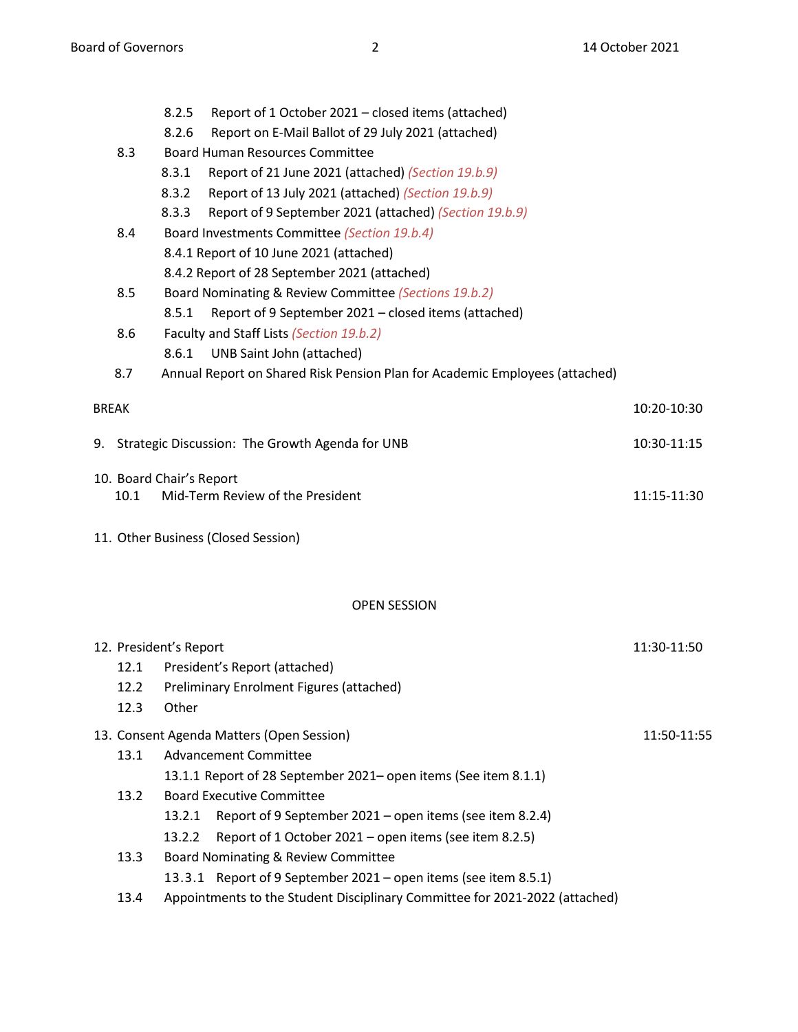- 8.2.5 Report of 1 October 2021 – closed items (attached)
- 8.2.6 Report on E-Mail Ballot of 29 July 2021 (attached)

8.3 Board Human Resources Committee

- 8.3.1 Report of 21 June 2021 (attached) *(Section 19.b.9)*
- 8.3.2 Report of 13 July 2021 (attached) *(Section 19.b.9)*
- 8.3.3 Report of 9 September 2021 (attached) *(Section 19.b.9)*

8.4 Board Investments Committee *(Section 19.b.4)*

- 8.4.1 Report of 10 June 2021 (attached)
- 8.4.2 Report of 28 September 2021 (attached)

8.5 Board Nominating & Review Committee *(Sections 19.b.2)*

- 8.5.1 Report of 9 September 2021 – closed items (attached)

8.6 Faculty and Staff Lists *(Section 19.b.2)*

- 8.6.1 UNB Saint John (attached)

8.7 Annual Report on Shared Risk Pension Plan for Academic Employees (attached)

BREAK — 10:20-10:30

9. Strategic Discussion: The Growth Agenda for UNB — 10:30-11:15

10. Board Chair's Report
    - 10.1 Mid-Term Review of the President — 11:15-11:30

11. Other Business (Closed Session)

OPEN SESSION

12. President's Report — 11:30-11:50
    - 12.1 President's Report (attached)
    - 12.2 Preliminary Enrolment Figures (attached)
    - 12.3 Other

13. Consent Agenda Matters (Open Session) — 11:50-11:55
    - 13.1 Advancement Committee
      - 13.1.1 Report of 28 September 2021– open items (See item 8.1.1)
    - 13.2 Board Executive Committee
      - 13.2.1 Report of 9 September 2021 – open items (see item 8.2.4)
      - 13.2.2 Report of 1 October 2021 – open items (see item 8.2.5)
    - 13.3 Board Nominating & Review Committee
      - 13.3.1 Report of 9 September 2021 – open items (see item 8.5.1)
    - 13.4 Appointments to the Student Disciplinary Committee for 2021-2022 (attached)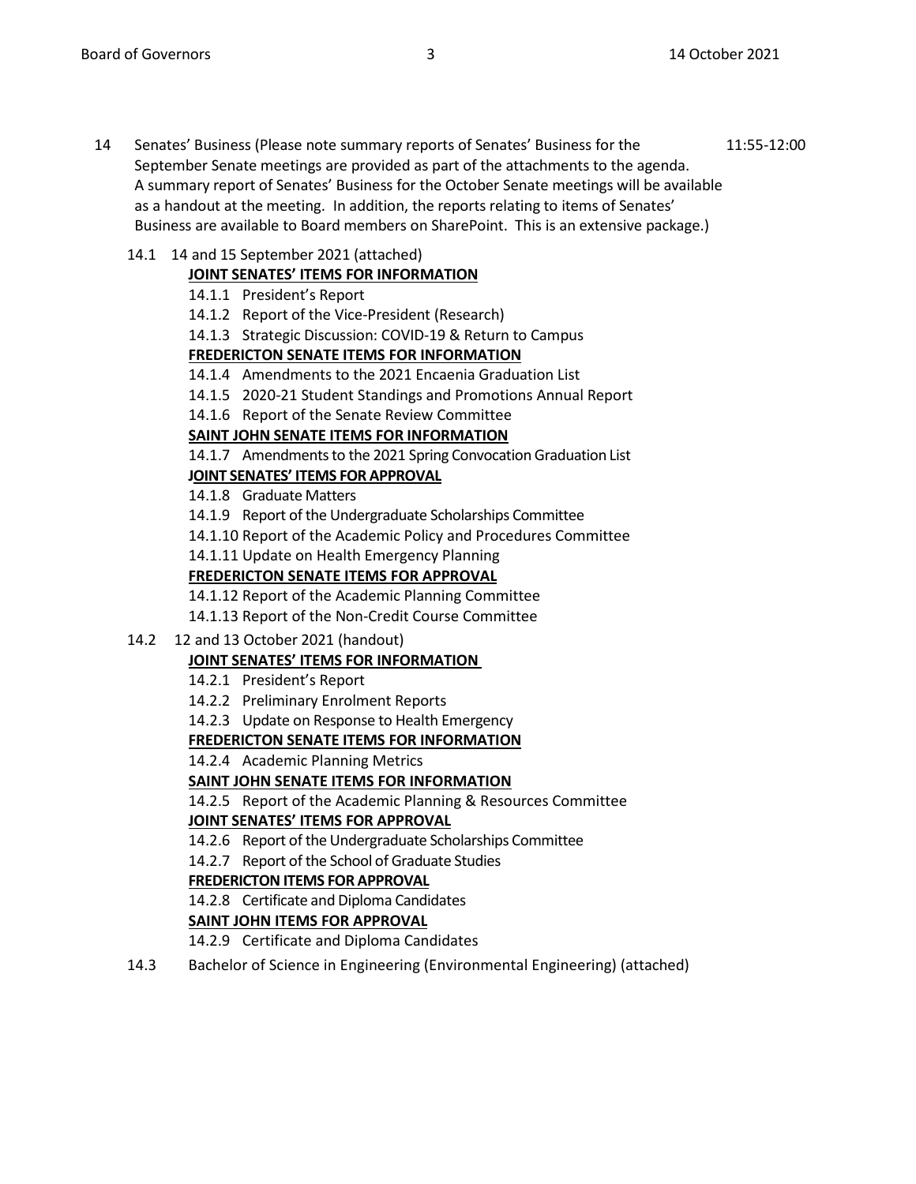14 Senates' Business (Please note summary reports of Senates' Business for the September Senate meetings are provided as part of the attachments to the agenda. A summary report of Senates' Business for the October Senate meetings will be available as a handout at the meeting. In addition, the reports relating to items of Senates' Business are available to Board members on SharePoint. This is an extensive package.) 11:55-12:00

14.1 14 and 15 September 2021 (attached)

**JOINT SENATES' ITEMS FOR INFORMATION**

14.1.1 President's Report

14.1.2 Report of the Vice-President (Research)

14.1.3 Strategic Discussion: COVID-19 & Return to Campus

**FREDERICTON SENATE ITEMS FOR INFORMATION**

14.1.4 Amendments to the 2021 Encaenia Graduation List

14.1.5 2020-21 Student Standings and Promotions Annual Report

14.1.6 Report of the Senate Review Committee

**SAINT JOHN SENATE ITEMS FOR INFORMATION**

14.1.7 Amendments to the 2021 Spring Convocation Graduation List

**JOINT SENATES' ITEMS FOR APPROVAL**

14.1.8 Graduate Matters

14.1.9 Report of the Undergraduate Scholarships Committee

14.1.10 Report of the Academic Policy and Procedures Committee

14.1.11 Update on Health Emergency Planning

**FREDERICTON SENATE ITEMS FOR APPROVAL**

14.1.12 Report of the Academic Planning Committee

14.1.13 Report of the Non-Credit Course Committee

14.2 12 and 13 October 2021 (handout)

**JOINT SENATES' ITEMS FOR INFORMATION**

14.2.1 President's Report

14.2.2 Preliminary Enrolment Reports

14.2.3 Update on Response to Health Emergency

**FREDERICTON SENATE ITEMS FOR INFORMATION**

14.2.4 Academic Planning Metrics

**SAINT JOHN SENATE ITEMS FOR INFORMATION**

14.2.5 Report of the Academic Planning & Resources Committee

**JOINT SENATES' ITEMS FOR APPROVAL**

14.2.6 Report of the Undergraduate Scholarships Committee

14.2.7 Report of the School of Graduate Studies

**FREDERICTON ITEMS FOR APPROVAL**

14.2.8 Certificate and Diploma Candidates

**SAINT JOHN ITEMS FOR APPROVAL**

14.2.9 Certificate and Diploma Candidates

14.3 Bachelor of Science in Engineering (Environmental Engineering) (attached)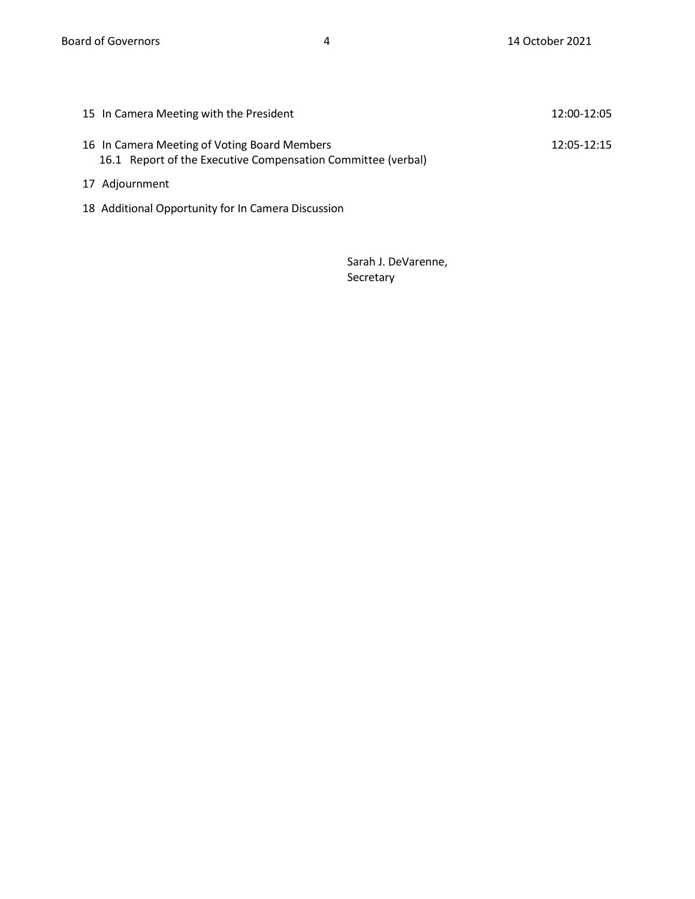15 In Camera Meeting with the President 12:00-12:05

16 In Camera Meeting of Voting Board Members 12:05-12:15
   16.1 Report of the Executive Compensation Committee (verbal)

17 Adjournment

18 Additional Opportunity for In Camera Discussion

Sarah J. DeVarenne,
Secretary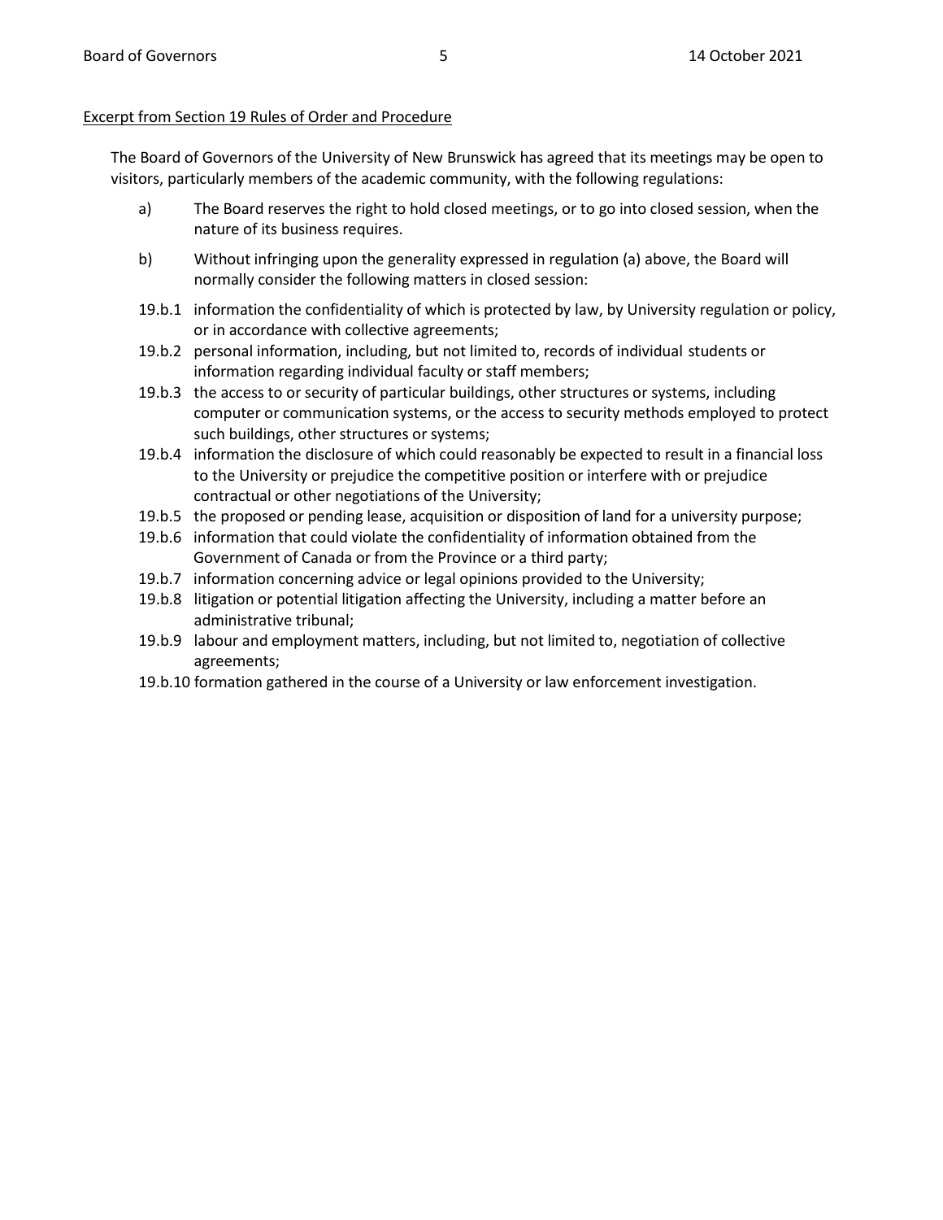Excerpt from Section 19 Rules of Order and Procedure

The Board of Governors of the University of New Brunswick has agreed that its meetings may be open to visitors, particularly members of the academic community, with the following regulations:

a) The Board reserves the right to hold closed meetings, or to go into closed session, when the nature of its business requires.

b) Without infringing upon the generality expressed in regulation (a) above, the Board will normally consider the following matters in closed session:

19.b.1 information the confidentiality of which is protected by law, by University regulation or policy, or in accordance with collective agreements;

19.b.2 personal information, including, but not limited to, records of individual students or information regarding individual faculty or staff members;

19.b.3 the access to or security of particular buildings, other structures or systems, including computer or communication systems, or the access to security methods employed to protect such buildings, other structures or systems;

19.b.4 information the disclosure of which could reasonably be expected to result in a financial loss to the University or prejudice the competitive position or interfere with or prejudice contractual or other negotiations of the University;

19.b.5 the proposed or pending lease, acquisition or disposition of land for a university purpose;

19.b.6 information that could violate the confidentiality of information obtained from the Government of Canada or from the Province or a third party;

19.b.7 information concerning advice or legal opinions provided to the University;

19.b.8 litigation or potential litigation affecting the University, including a matter before an administrative tribunal;

19.b.9 labour and employment matters, including, but not limited to, negotiation of collective agreements;

19.b.10 formation gathered in the course of a University or law enforcement investigation.